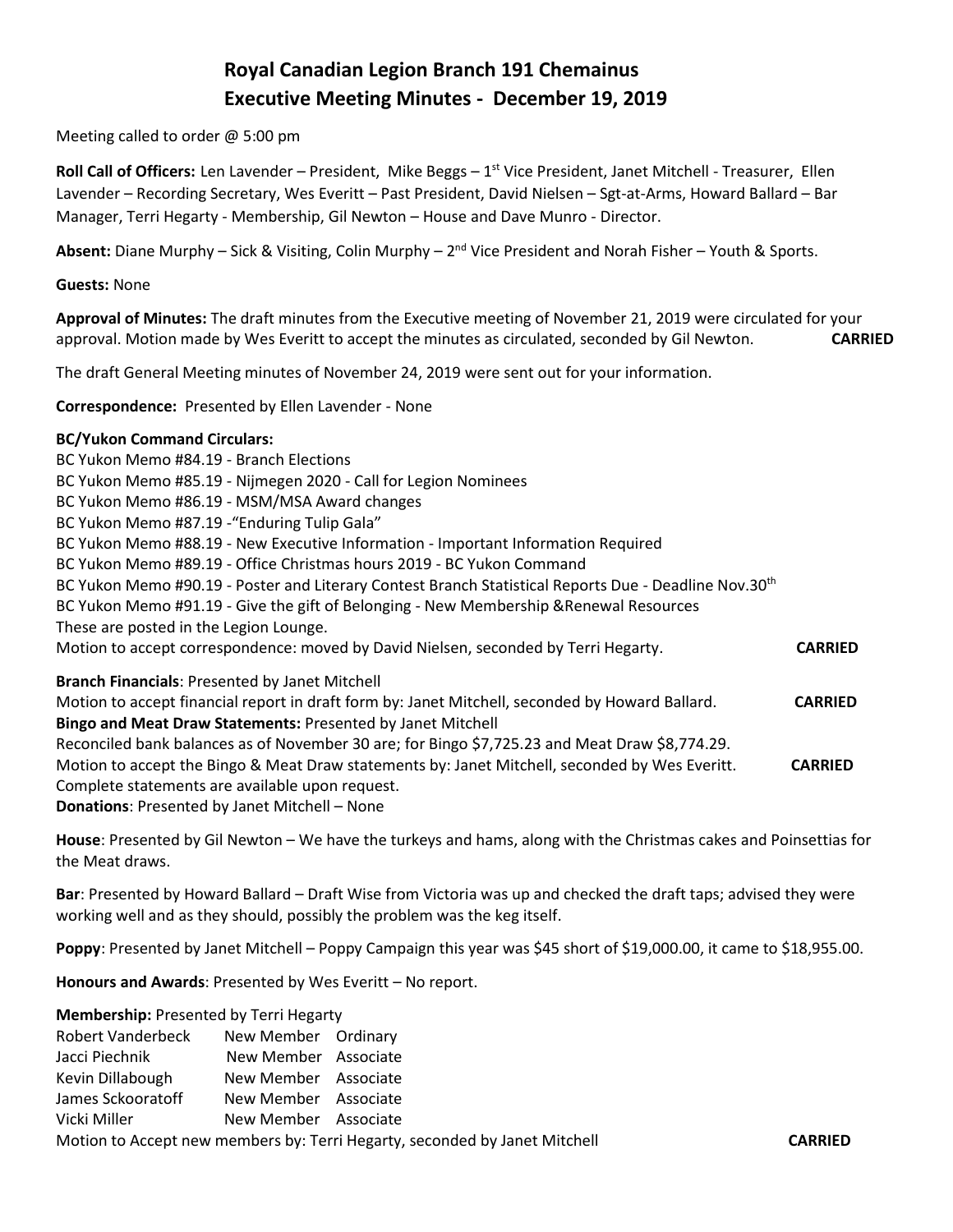# Royal Canadian Legion Branch 191 Chemainus
# Executive Meeting Minutes - December 19, 2019

Meeting called to order @ 5:00 pm

**Roll Call of Officers:** Len Lavender – President, Mike Beggs – 1st Vice President, Janet Mitchell - Treasurer, Ellen Lavender – Recording Secretary, Wes Everitt – Past President, David Nielsen – Sgt-at-Arms, Howard Ballard – Bar Manager, Terri Hegarty - Membership, Gil Newton – House and Dave Munro - Director.

**Absent:** Diane Murphy – Sick & Visiting, Colin Murphy – 2nd Vice President and Norah Fisher – Youth & Sports.

**Guests:** None

**Approval of Minutes:** The draft minutes from the Executive meeting of November 21, 2019 were circulated for your approval. Motion made by Wes Everitt to accept the minutes as circulated, seconded by Gil Newton. **CARRIED**

The draft General Meeting minutes of November 24, 2019 were sent out for your information.

**Correspondence:** Presented by Ellen Lavender - None

**BC/Yukon Command Circulars:**

BC Yukon Memo #84.19 - Branch Elections
BC Yukon Memo #85.19 - Nijmegen 2020 - Call for Legion Nominees
BC Yukon Memo #86.19 - MSM/MSA Award changes
BC Yukon Memo #87.19 -"Enduring Tulip Gala"
BC Yukon Memo #88.19 - New Executive Information - Important Information Required
BC Yukon Memo #89.19 - Office Christmas hours 2019 - BC Yukon Command
BC Yukon Memo #90.19 - Poster and Literary Contest Branch Statistical Reports Due - Deadline Nov.30th
BC Yukon Memo #91.19 - Give the gift of Belonging - New Membership &Renewal Resources
These are posted in the Legion Lounge.
Motion to accept correspondence: moved by David Nielsen, seconded by Terri Hegarty. **CARRIED**

**Branch Financials**: Presented by Janet Mitchell
Motion to accept financial report in draft form by: Janet Mitchell, seconded by Howard Ballard. **CARRIED**
**Bingo and Meat Draw Statements:** Presented by Janet Mitchell
Reconciled bank balances as of November 30 are; for Bingo $7,725.23 and Meat Draw $8,774.29.
Motion to accept the Bingo & Meat Draw statements by: Janet Mitchell, seconded by Wes Everitt. **CARRIED**
Complete statements are available upon request.
**Donations**: Presented by Janet Mitchell – None

**House**: Presented by Gil Newton – We have the turkeys and hams, along with the Christmas cakes and Poinsettias for the Meat draws.

**Bar**: Presented by Howard Ballard – Draft Wise from Victoria was up and checked the draft taps; advised they were working well and as they should, possibly the problem was the keg itself.

**Poppy**: Presented by Janet Mitchell – Poppy Campaign this year was $45 short of $19,000.00, it came to $18,955.00.

**Honours and Awards**: Presented by Wes Everitt – No report.

**Membership:** Presented by Terri Hegarty

| | | |
|---|---|---|
| Robert Vanderbeck | New Member | Ordinary |
| Jacci Piechnik | New Member | Associate |
| Kevin Dillabough | New Member | Associate |
| James Sckooratoff | New Member | Associate |
| Vicki Miller | New Member | Associate |

Motion to Accept new members by: Terri Hegarty, seconded by Janet Mitchell **CARRIED**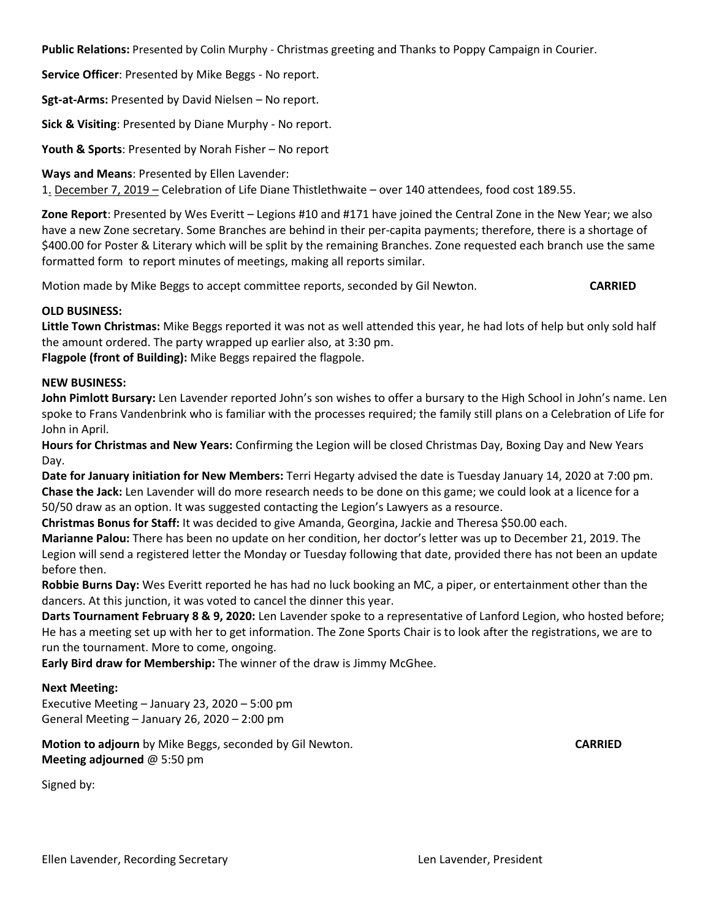**Public Relations:** Presented by Colin Murphy - Christmas greeting and Thanks to Poppy Campaign in Courier.

**Service Officer**: Presented by Mike Beggs - No report.

**Sgt-at-Arms:** Presented by David Nielsen – No report.

**Sick & Visiting**: Presented by Diane Murphy - No report.

**Youth & Sports**: Presented by Norah Fisher – No report

**Ways and Means**: Presented by Ellen Lavender:
1. December 7, 2019 – Celebration of Life Diane Thistlethwaite – over 140 attendees, food cost 189.55.

**Zone Report**: Presented by Wes Everitt – Legions #10 and #171 have joined the Central Zone in the New Year; we also have a new Zone secretary. Some Branches are behind in their per-capita payments; therefore, there is a shortage of $400.00 for Poster & Literary which will be split by the remaining Branches. Zone requested each branch use the same formatted form to report minutes of meetings, making all reports similar.

Motion made by Mike Beggs to accept committee reports, seconded by Gil Newton. **CARRIED**

**OLD BUSINESS:**

**Little Town Christmas:** Mike Beggs reported it was not as well attended this year, he had lots of help but only sold half the amount ordered. The party wrapped up earlier also, at 3:30 pm.
**Flagpole (front of Building):** Mike Beggs repaired the flagpole.

**NEW BUSINESS:**

**John Pimlott Bursary:** Len Lavender reported John's son wishes to offer a bursary to the High School in John's name. Len spoke to Frans Vandenbrink who is familiar with the processes required; the family still plans on a Celebration of Life for John in April.
**Hours for Christmas and New Years:** Confirming the Legion will be closed Christmas Day, Boxing Day and New Years Day.
**Date for January initiation for New Members:** Terri Hegarty advised the date is Tuesday January 14, 2020 at 7:00 pm.
**Chase the Jack:** Len Lavender will do more research needs to be done on this game; we could look at a licence for a 50/50 draw as an option. It was suggested contacting the Legion's Lawyers as a resource.
**Christmas Bonus for Staff:** It was decided to give Amanda, Georgina, Jackie and Theresa $50.00 each.
**Marianne Palou:** There has been no update on her condition, her doctor's letter was up to December 21, 2019. The Legion will send a registered letter the Monday or Tuesday following that date, provided there has not been an update before then.
**Robbie Burns Day:** Wes Everitt reported he has had no luck booking an MC, a piper, or entertainment other than the dancers. At this junction, it was voted to cancel the dinner this year.
**Darts Tournament February 8 & 9, 2020:** Len Lavender spoke to a representative of Lanford Legion, who hosted before; He has a meeting set up with her to get information. The Zone Sports Chair is to look after the registrations, we are to run the tournament. More to come, ongoing.
**Early Bird draw for Membership:** The winner of the draw is Jimmy McGhee.

**Next Meeting:**
Executive Meeting – January 23, 2020 – 5:00 pm
General Meeting – January 26, 2020 – 2:00 pm

**Motion to adjourn** by Mike Beggs, seconded by Gil Newton. **CARRIED**
**Meeting adjourned** @ 5:50 pm

Signed by:

Ellen Lavender, Recording Secretary

Len Lavender, President